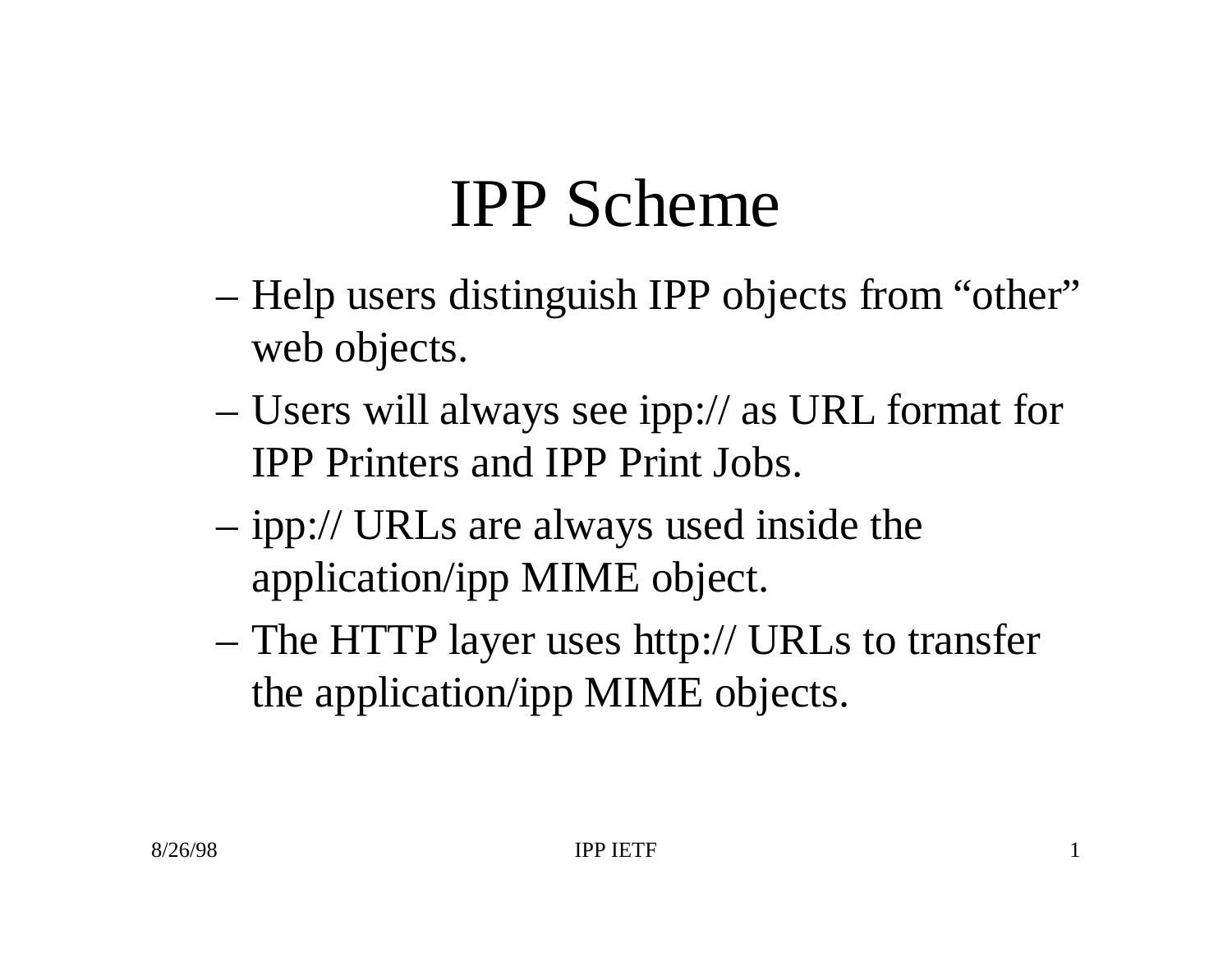# IPP Scheme

- Help users distinguish IPP objects from "other" web objects.
- Users will always see ipp:// as URL format for IPP Printers and IPP Print Jobs.
- ipp:// URLs are always used inside the application/ipp MIME object.
- The HTTP layer uses http:// URLs to transfer the application/ipp MIME objects.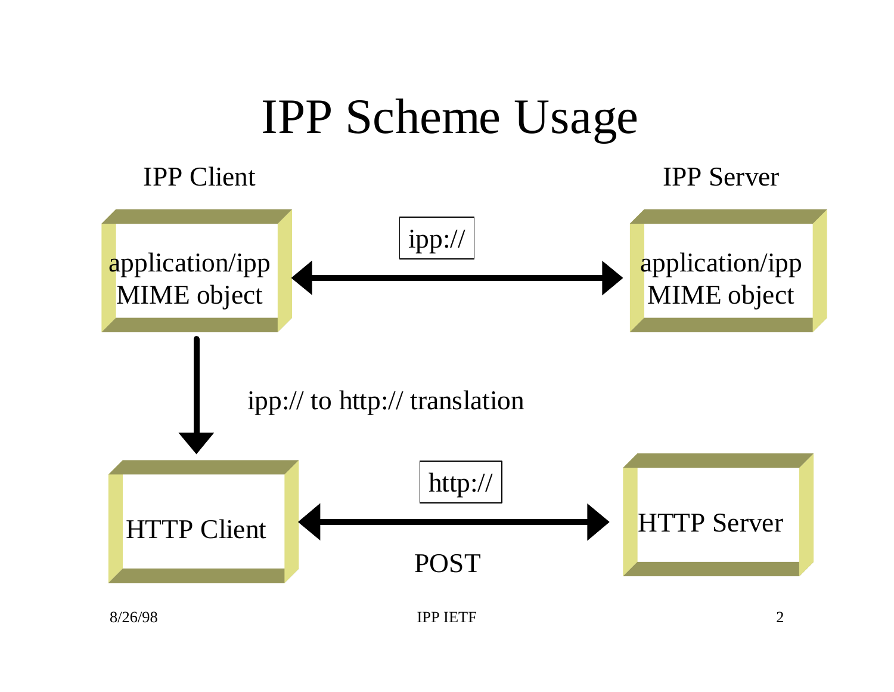# IPP Scheme Usage

IPP Client

IPP Server

application/ipp MIME object

ipp://

application/ipp MIME object

ipp:// to http:// translation

HTTP Client

http://

POST

HTTP Server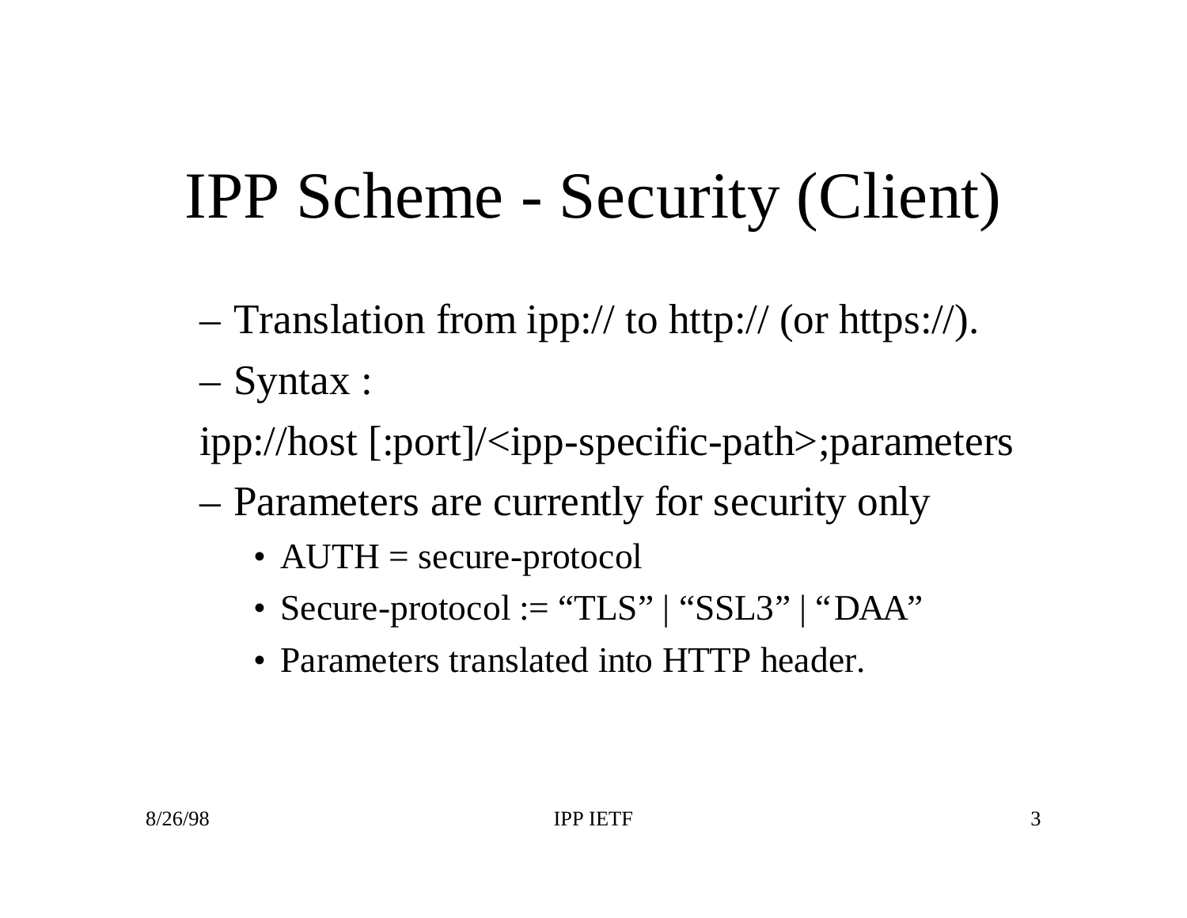# IPP Scheme - Security (Client)

- Translation from ipp:// to http:// (or https://).
- Syntax :

ipp://host [:port]/<ipp-specific-path>;parameters

- Parameters are currently for security only
  - AUTH = secure-protocol
  - Secure-protocol := "TLS" | "SSL3" | "DAA"
  - Parameters translated into HTTP header.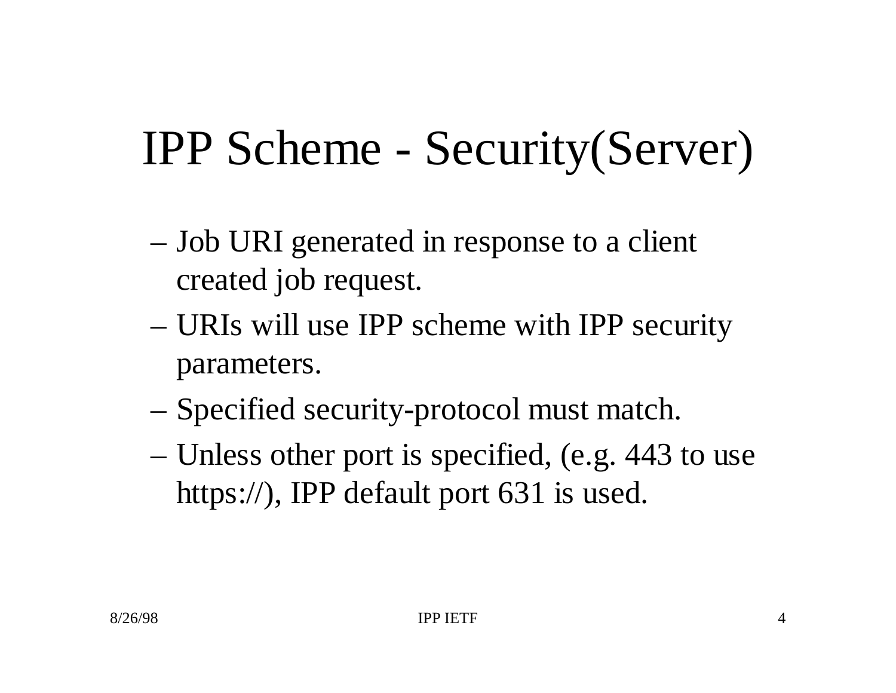# IPP Scheme - Security(Server)

- Job URI generated in response to a client created job request.
- URIs will use IPP scheme with IPP security parameters.
- Specified security-protocol must match.
- Unless other port is specified, (e.g. 443 to use https://), IPP default port 631 is used.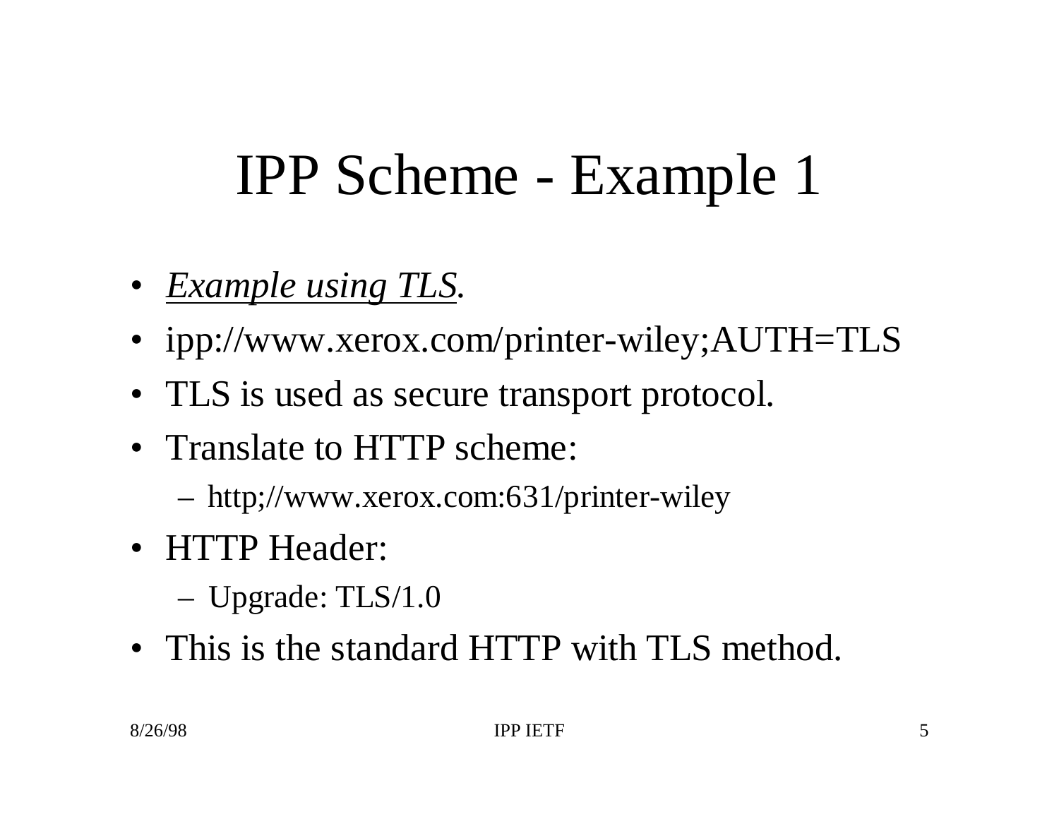# IPP Scheme - Example 1

- *Example using TLS.*
- ipp://www.xerox.com/printer-wiley;AUTH=TLS
- TLS is used as secure transport protocol.
- Translate to HTTP scheme:
  - http;//www.xerox.com:631/printer-wiley
- HTTP Header:
  - Upgrade: TLS/1.0
- This is the standard HTTP with TLS method.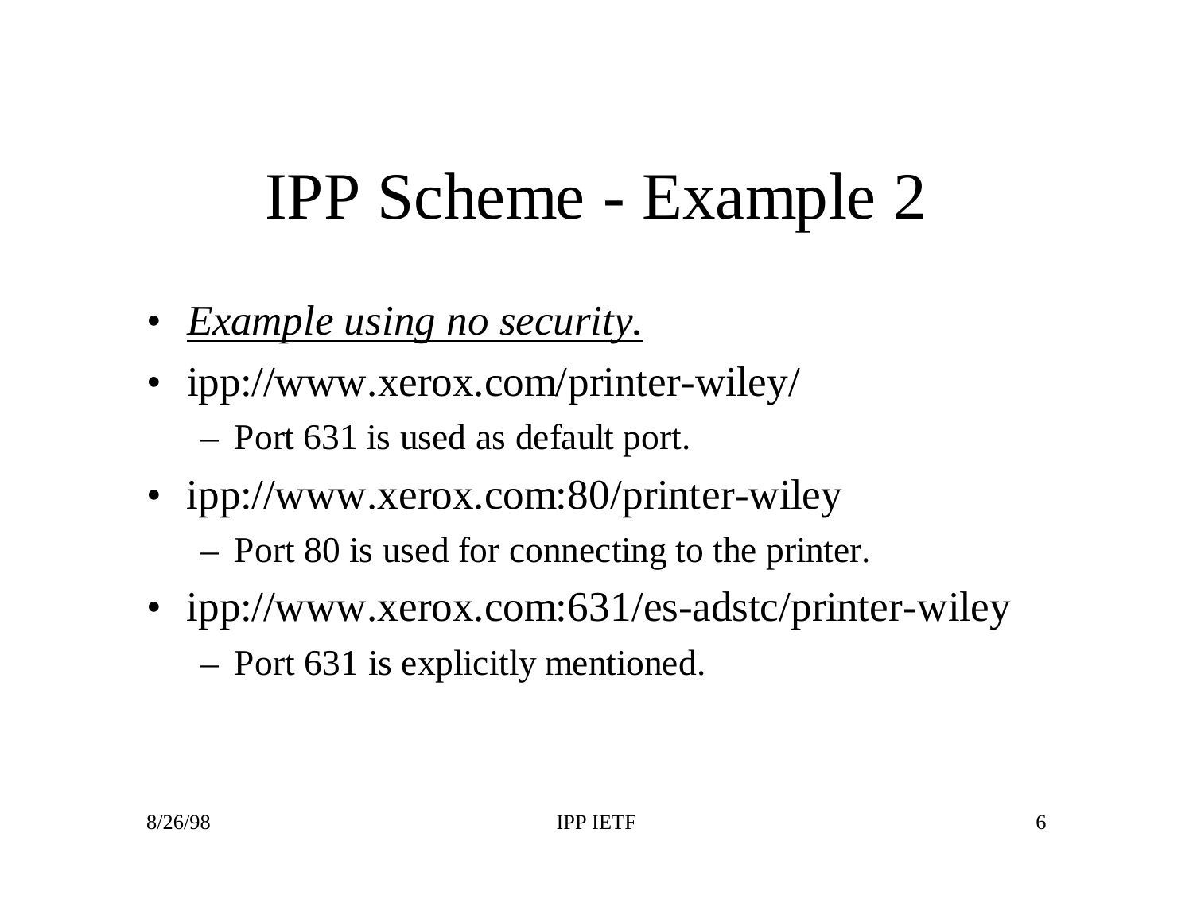# IPP Scheme - Example 2

- *Example using no security.*
- ipp://www.xerox.com/printer-wiley/
  - Port 631 is used as default port.
- ipp://www.xerox.com:80/printer-wiley
  - Port 80 is used for connecting to the printer.
- ipp://www.xerox.com:631/es-adstc/printer-wiley
  - Port 631 is explicitly mentioned.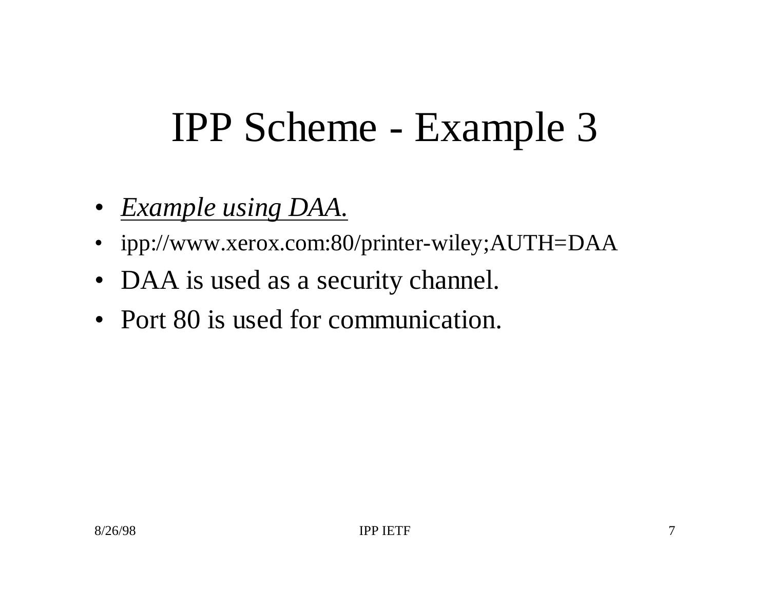# IPP Scheme - Example 3

- *Example using DAA.*
- ipp://www.xerox.com:80/printer-wiley;AUTH=DAA
- DAA is used as a security channel.
- Port 80 is used for communication.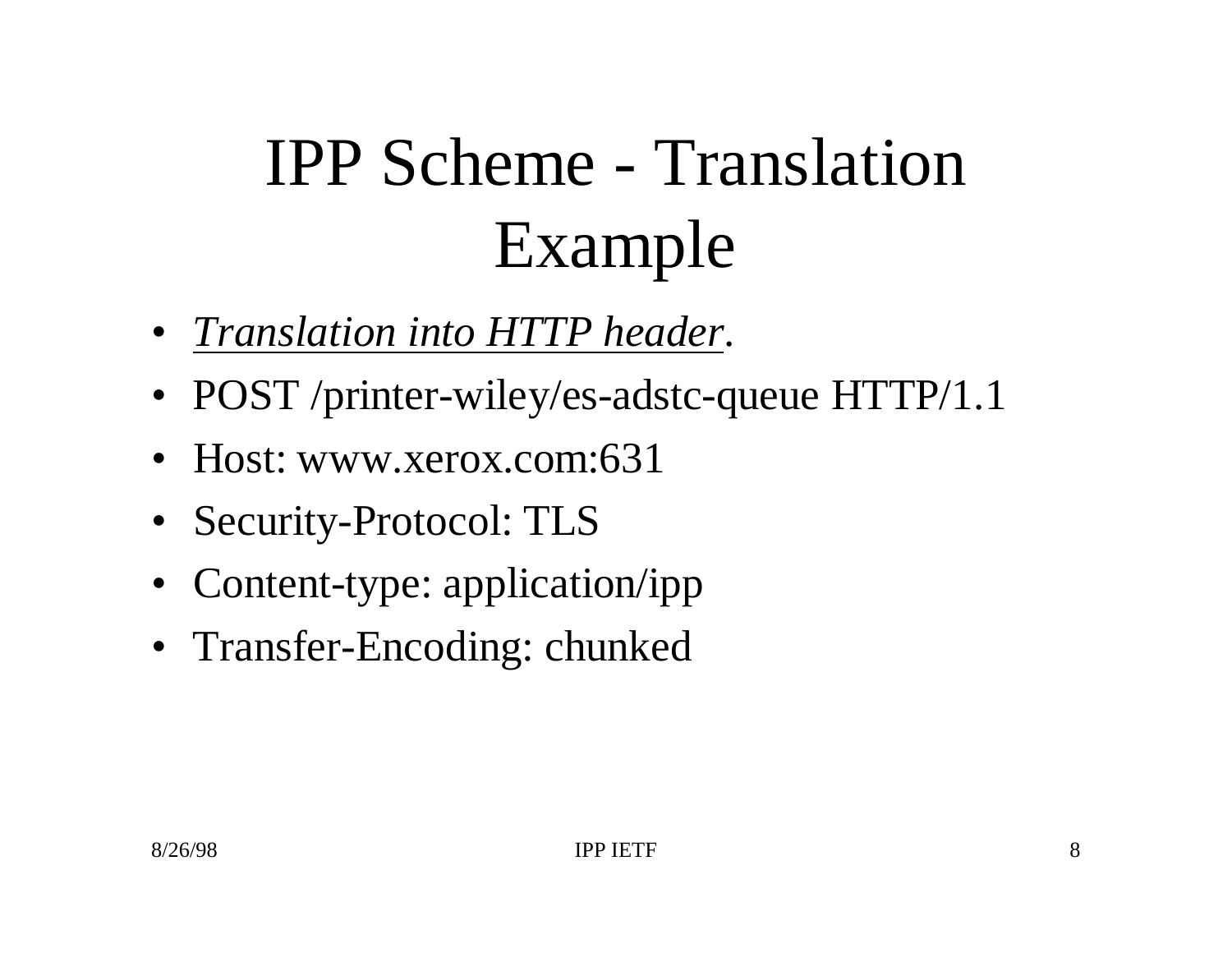# IPP Scheme - Translation Example

- *Translation into HTTP header*.
- POST /printer-wiley/es-adstc-queue HTTP/1.1
- Host: www.xerox.com:631
- Security-Protocol: TLS
- Content-type: application/ipp
- Transfer-Encoding: chunked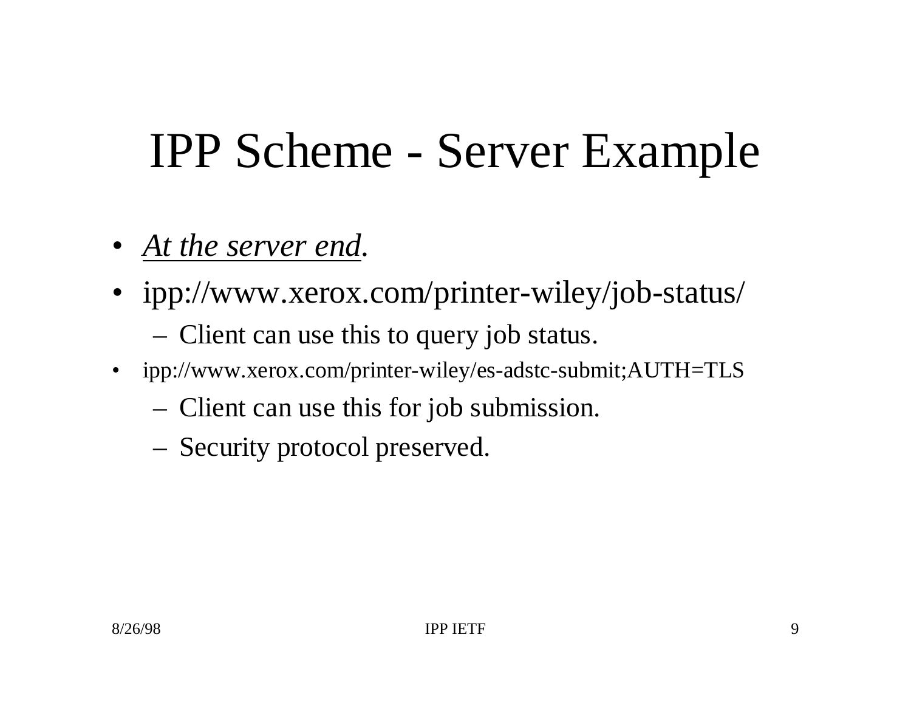# IPP Scheme - Server Example

- *At the server end*.
- ipp://www.xerox.com/printer-wiley/job-status/
  - Client can use this to query job status.
- ipp://www.xerox.com/printer-wiley/es-adstc-submit;AUTH=TLS
  - Client can use this for job submission.
  - Security protocol preserved.